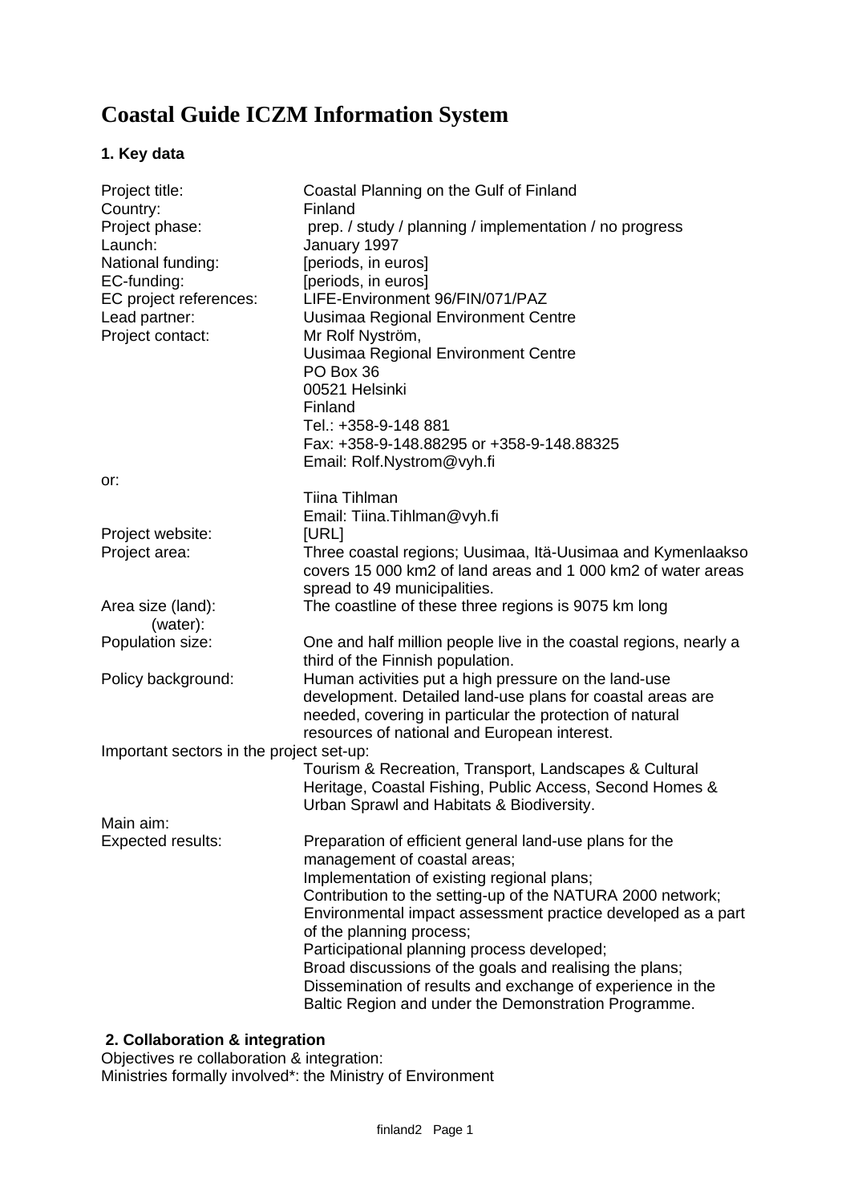# Coastal Guide ICZM Information System

### 1. Key data

| | |
|---|---|
| Project title: | Coastal Planning on the Gulf of Finland |
| Country: | Finland |
| Project phase: | prep. / study / planning / implementation / no progress |
| Launch: | January 1997 |
| National funding: | [periods, in euros] |
| EC-funding: | [periods, in euros] |
| EC project references: | LIFE-Environment 96/FIN/071/PAZ |
| Lead partner: | Uusimaa Regional Environment Centre |
| Project contact: | Mr Rolf Nyström,<br>Uusimaa Regional Environment Centre<br>PO Box 36<br>00521 Helsinki<br>Finland<br>Tel.: +358-9-148 881<br>Fax: +358-9-148.88295 or +358-9-148.88325<br>Email: Rolf.Nystrom@vyh.fi |
| or: | Tiina Tihlman<br>Email: Tiina.Tihlman@vyh.fi |
| Project website: | [URL] |
| Project area: | Three coastal regions; Uusimaa, Itä-Uusimaa and Kymenlaakso covers 15 000 km2 of land areas and 1 000 km2 of water areas spread to 49 municipalities. |
| Area size (land):<br>(water): | The coastline of these three regions is 9075 km long |
| Population size: | One and half million people live in the coastal regions, nearly a third of the Finnish population. |
| Policy background: | Human activities put a high pressure on the land-use development. Detailed land-use plans for coastal areas are needed, covering in particular the protection of natural resources of national and European interest. |
| Important sectors in the project set-up: | Tourism & Recreation, Transport, Landscapes & Cultural Heritage, Coastal Fishing, Public Access, Second Homes & Urban Sprawl and Habitats & Biodiversity. |
| Main aim: | |
| Expected results: | Preparation of efficient general land-use plans for the management of coastal areas;<br>Implementation of existing regional plans;<br>Contribution to the setting-up of the NATURA 2000 network;<br>Environmental impact assessment practice developed as a part of the planning process;<br>Participational planning process developed;<br>Broad discussions of the goals and realising the plans;<br>Dissemination of results and exchange of experience in the Baltic Region and under the Demonstration Programme. |

### 2. Collaboration & integration

Objectives re collaboration & integration:

Ministries formally involved*: the Ministry of Environment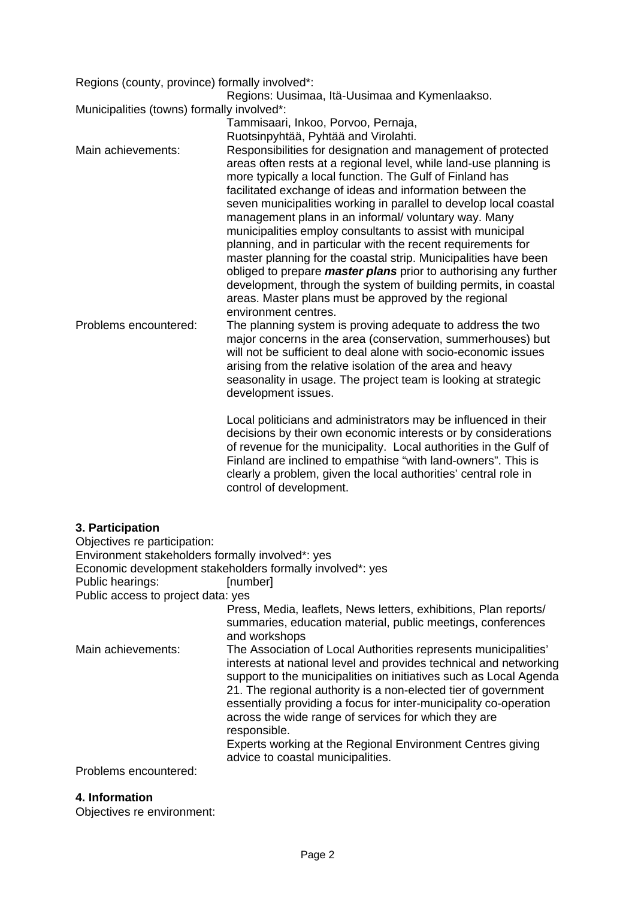Regions (county, province) formally involved*:
Regions: Uusimaa, Itä-Uusimaa and Kymenlaakso.

Municipalities (towns) formally involved*:
Tammisaari, Inkoo, Porvoo, Pernaja, Ruotsinpyhtää, Pyhtää and Virolahti.

Main achievements: Responsibilities for designation and management of protected areas often rests at a regional level, while land-use planning is more typically a local function. The Gulf of Finland has facilitated exchange of ideas and information between the seven municipalities working in parallel to develop local coastal management plans in an informal/ voluntary way. Many municipalities employ consultants to assist with municipal planning, and in particular with the recent requirements for master planning for the coastal strip. Municipalities have been obliged to prepare ***master plans*** prior to authorising any further development, through the system of building permits, in coastal areas. Master plans must be approved by the regional environment centres.

Problems encountered: The planning system is proving adequate to address the two major concerns in the area (conservation, summerhouses) but will not be sufficient to deal alone with socio-economic issues arising from the relative isolation of the area and heavy seasonality in usage. The project team is looking at strategic development issues.

Local politicians and administrators may be influenced in their decisions by their own economic interests or by considerations of revenue for the municipality. Local authorities in the Gulf of Finland are inclined to empathise "with land-owners". This is clearly a problem, given the local authorities' central role in control of development.

### 3. Participation

Objectives re participation:

Environment stakeholders formally involved*: yes

Economic development stakeholders formally involved*: yes

Public hearings: [number]

Public access to project data: yes
Press, Media, leaflets, News letters, exhibitions, Plan reports/ summaries, education material, public meetings, conferences and workshops

Main achievements: The Association of Local Authorities represents municipalities' interests at national level and provides technical and networking support to the municipalities on initiatives such as Local Agenda 21. The regional authority is a non-elected tier of government essentially providing a focus for inter-municipality co-operation across the wide range of services for which they are responsible.
Experts working at the Regional Environment Centres giving advice to coastal municipalities.

Problems encountered:

### 4. Information

Objectives re environment: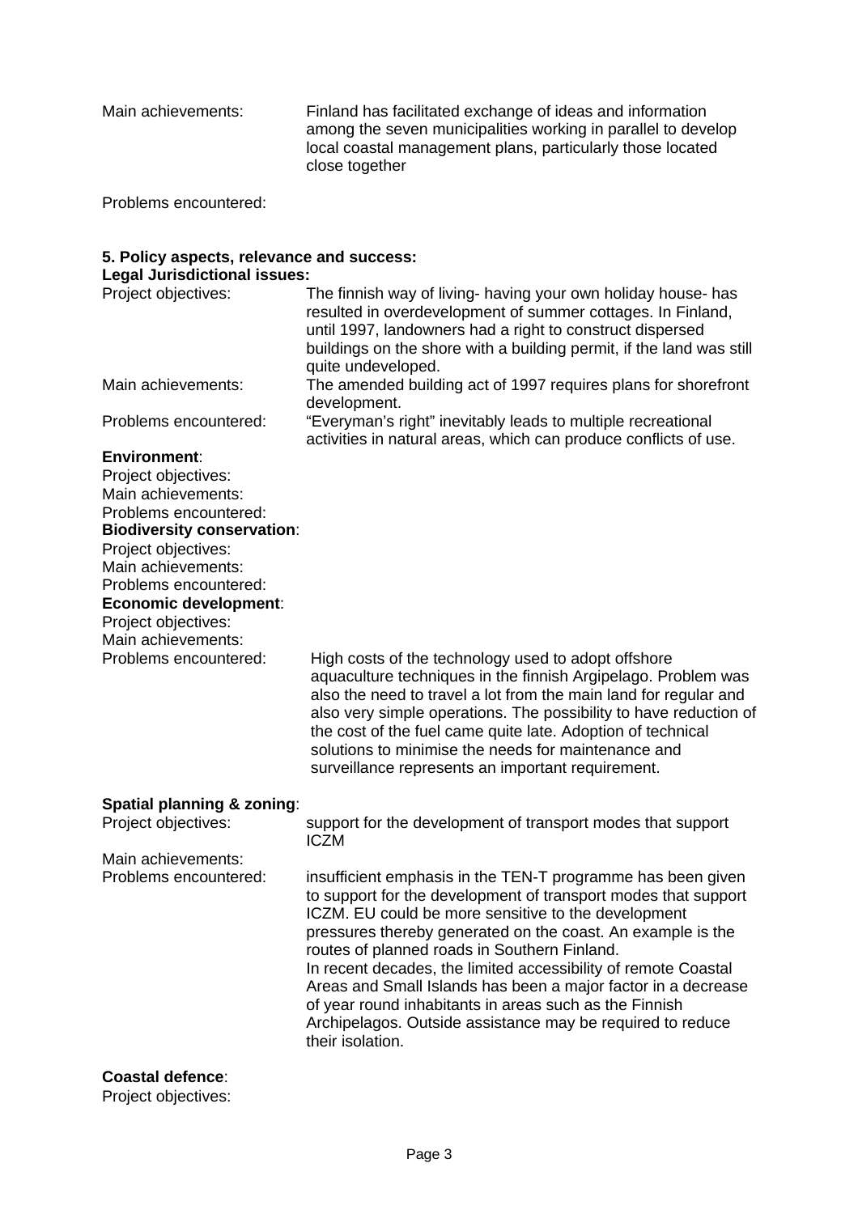Main achievements: Finland has facilitated exchange of ideas and information among the seven municipalities working in parallel to develop local coastal management plans, particularly those located close together

Problems encountered:

**5. Policy aspects, relevance and success:**

**Legal Jurisdictional issues:**

Project objectives: The finnish way of living- having your own holiday house- has resulted in overdevelopment of summer cottages. In Finland, until 1997, landowners had a right to construct dispersed buildings on the shore with a building permit, if the land was still quite undeveloped.

Main achievements: The amended building act of 1997 requires plans for shorefront development.

Problems encountered: "Everyman's right" inevitably leads to multiple recreational activities in natural areas, which can produce conflicts of use.

**Environment**:

Project objectives:

Main achievements:

Problems encountered:

**Biodiversity conservation**:

Project objectives:

Main achievements:

Problems encountered:

**Economic development**:

Project objectives:

Main achievements:

Problems encountered: High costs of the technology used to adopt offshore aquaculture techniques in the finnish Argipelago. Problem was also the need to travel a lot from the main land for regular and also very simple operations. The possibility to have reduction of the cost of the fuel came quite late. Adoption of technical solutions to minimise the needs for maintenance and surveillance represents an important requirement.

**Spatial planning & zoning**:

Project objectives: support for the development of transport modes that support ICZM

Main achievements:

Problems encountered: insufficient emphasis in the TEN-T programme has been given to support for the development of transport modes that support ICZM. EU could be more sensitive to the development pressures thereby generated on the coast. An example is the routes of planned roads in Southern Finland.
In recent decades, the limited accessibility of remote Coastal Areas and Small Islands has been a major factor in a decrease of year round inhabitants in areas such as the Finnish Archipelagos. Outside assistance may be required to reduce their isolation.

**Coastal defence**:

Project objectives: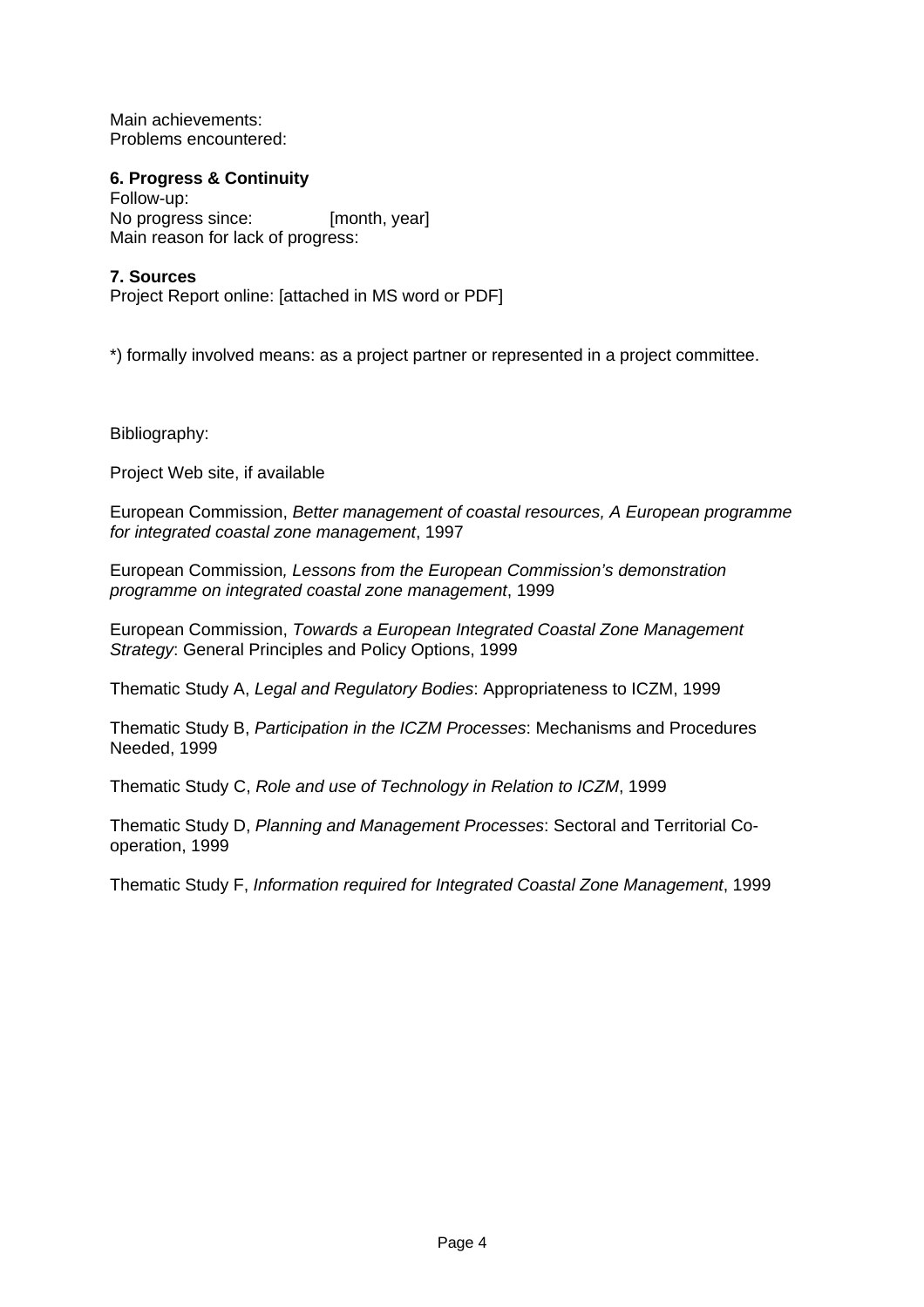Main achievements:
Problems encountered:

**6. Progress & Continuity**
Follow-up:
No progress since: [month, year]
Main reason for lack of progress:

**7. Sources**
Project Report online: [attached in MS word or PDF]

*) formally involved means: as a project partner or represented in a project committee.

Bibliography:

Project Web site, if available

European Commission, *Better management of coastal resources, A European programme for integrated coastal zone management*, 1997

European Commission*, Lessons from the European Commission's demonstration programme on integrated coastal zone management*, 1999

European Commission, *Towards a European Integrated Coastal Zone Management Strategy*: General Principles and Policy Options, 1999

Thematic Study A, *Legal and Regulatory Bodies*: Appropriateness to ICZM, 1999

Thematic Study B, *Participation in the ICZM Processes*: Mechanisms and Procedures Needed, 1999

Thematic Study C, *Role and use of Technology in Relation to ICZM*, 1999

Thematic Study D, *Planning and Management Processes*: Sectoral and Territorial Co-operation, 1999

Thematic Study F, *Information required for Integrated Coastal Zone Management*, 1999